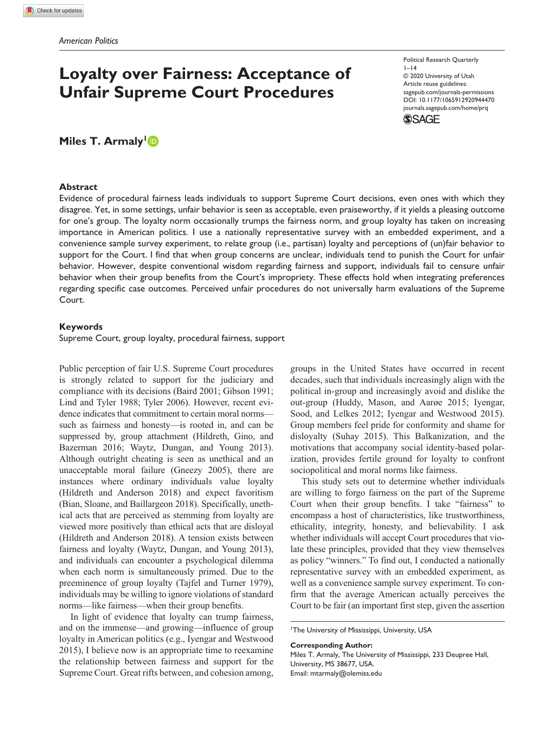American Politics

# Loyalty over Fairness: Acceptance of Unfair Supreme Court Procedures

Political Research Quarterly
1–14
© 2020 University of Utah
Article reuse guidelines:
sagepub.com/journals-permissions
DOI: 10.1177/1065912920944470
journals.sagepub.com/home/prq

**Miles T. Armaly**[1]

## Abstract

Evidence of procedural fairness leads individuals to support Supreme Court decisions, even ones with which they disagree. Yet, in some settings, unfair behavior is seen as acceptable, even praiseworthy, if it yields a pleasing outcome for one's group. The loyalty norm occasionally trumps the fairness norm, and group loyalty has taken on increasing importance in American politics. I use a nationally representative survey with an embedded experiment, and a convenience sample survey experiment, to relate group (i.e., partisan) loyalty and perceptions of (un)fair behavior to support for the Court. I find that when group concerns are unclear, individuals tend to punish the Court for unfair behavior. However, despite conventional wisdom regarding fairness and support, individuals fail to censure unfair behavior when their group benefits from the Court's impropriety. These effects hold when integrating preferences regarding specific case outcomes. Perceived unfair procedures do not universally harm evaluations of the Supreme Court.

## Keywords

Supreme Court, group loyalty, procedural fairness, support

Public perception of fair U.S. Supreme Court procedures is strongly related to support for the judiciary and compliance with its decisions (Baird 2001; Gibson 1991; Lind and Tyler 1988; Tyler 2006). However, recent evidence indicates that commitment to certain moral norms—such as fairness and honesty—is rooted in, and can be suppressed by, group attachment (Hildreth, Gino, and Bazerman 2016; Waytz, Dungan, and Young 2013). Although outright cheating is seen as unethical and an unacceptable moral failure (Gneezy 2005), there are instances where ordinary individuals value loyalty (Hildreth and Anderson 2018) and expect favoritism (Bian, Sloane, and Baillargeon 2018). Specifically, unethical acts that are perceived as stemming from loyalty are viewed more positively than ethical acts that are disloyal (Hildreth and Anderson 2018). A tension exists between fairness and loyalty (Waytz, Dungan, and Young 2013), and individuals can encounter a psychological dilemma when each norm is simultaneously primed. Due to the preeminence of group loyalty (Tajfel and Turner 1979), individuals may be willing to ignore violations of standard norms—like fairness—when their group benefits.

In light of evidence that loyalty can trump fairness, and on the immense—and growing—influence of group loyalty in American politics (e.g., Iyengar and Westwood 2015), I believe now is an appropriate time to reexamine the relationship between fairness and support for the Supreme Court. Great rifts between, and cohesion among, groups in the United States have occurred in recent decades, such that individuals increasingly align with the political in-group and increasingly avoid and dislike the out-group (Huddy, Mason, and Aarøe 2015; Iyengar, Sood, and Lelkes 2012; Iyengar and Westwood 2015). Group members feel pride for conformity and shame for disloyalty (Suhay 2015). This Balkanization, and the motivations that accompany social identity-based polarization, provides fertile ground for loyalty to confront sociopolitical and moral norms like fairness.

This study sets out to determine whether individuals are willing to forgo fairness on the part of the Supreme Court when their group benefits. I take "fairness" to encompass a host of characteristics, like trustworthiness, ethicality, integrity, honesty, and believability. I ask whether individuals will accept Court procedures that violate these principles, provided that they view themselves as policy "winners." To find out, I conducted a nationally representative survey with an embedded experiment, as well as a convenience sample survey experiment. To confirm that the average American actually perceives the Court to be fair (an important first step, given the assertion

[1]The University of Mississippi, University, USA

**Corresponding Author:**
Miles T. Armaly, The University of Mississippi, 233 Deupree Hall, University, MS 38677, USA.
Email: mtarmaly@olemiss.edu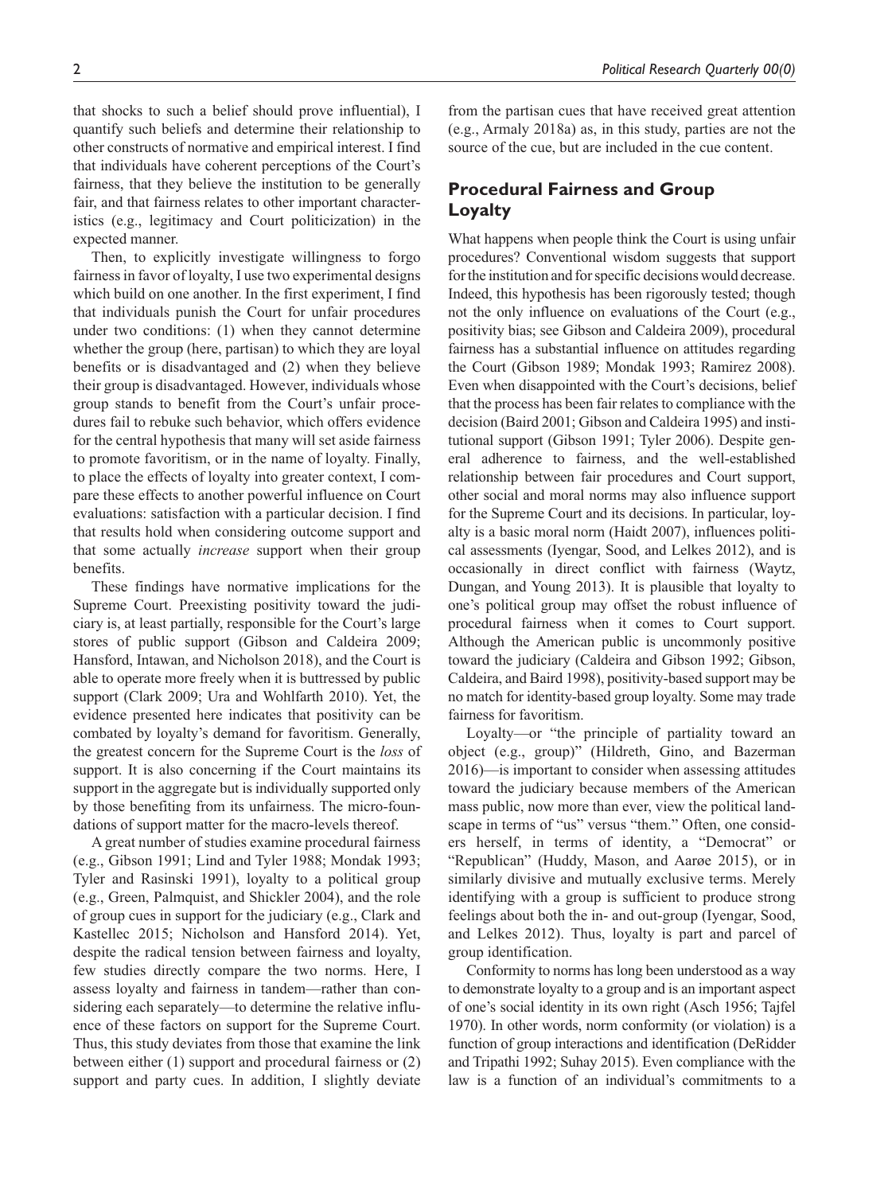that shocks to such a belief should prove influential), I quantify such beliefs and determine their relationship to other constructs of normative and empirical interest. I find that individuals have coherent perceptions of the Court's fairness, that they believe the institution to be generally fair, and that fairness relates to other important characteristics (e.g., legitimacy and Court politicization) in the expected manner.

Then, to explicitly investigate willingness to forgo fairness in favor of loyalty, I use two experimental designs which build on one another. In the first experiment, I find that individuals punish the Court for unfair procedures under two conditions: (1) when they cannot determine whether the group (here, partisan) to which they are loyal benefits or is disadvantaged and (2) when they believe their group is disadvantaged. However, individuals whose group stands to benefit from the Court's unfair procedures fail to rebuke such behavior, which offers evidence for the central hypothesis that many will set aside fairness to promote favoritism, or in the name of loyalty. Finally, to place the effects of loyalty into greater context, I compare these effects to another powerful influence on Court evaluations: satisfaction with a particular decision. I find that results hold when considering outcome support and that some actually *increase* support when their group benefits.

These findings have normative implications for the Supreme Court. Preexisting positivity toward the judiciary is, at least partially, responsible for the Court's large stores of public support (Gibson and Caldeira 2009; Hansford, Intawan, and Nicholson 2018), and the Court is able to operate more freely when it is buttressed by public support (Clark 2009; Ura and Wohlfarth 2010). Yet, the evidence presented here indicates that positivity can be combated by loyalty's demand for favoritism. Generally, the greatest concern for the Supreme Court is the *loss* of support. It is also concerning if the Court maintains its support in the aggregate but is individually supported only by those benefiting from its unfairness. The micro-foundations of support matter for the macro-levels thereof.

A great number of studies examine procedural fairness (e.g., Gibson 1991; Lind and Tyler 1988; Mondak 1993; Tyler and Rasinski 1991), loyalty to a political group (e.g., Green, Palmquist, and Shickler 2004), and the role of group cues in support for the judiciary (e.g., Clark and Kastellec 2015; Nicholson and Hansford 2014). Yet, despite the radical tension between fairness and loyalty, few studies directly compare the two norms. Here, I assess loyalty and fairness in tandem—rather than considering each separately—to determine the relative influence of these factors on support for the Supreme Court. Thus, this study deviates from those that examine the link between either (1) support and procedural fairness or (2) support and party cues. In addition, I slightly deviate from the partisan cues that have received great attention (e.g., Armaly 2018a) as, in this study, parties are not the source of the cue, but are included in the cue content.

## Procedural Fairness and Group Loyalty

What happens when people think the Court is using unfair procedures? Conventional wisdom suggests that support for the institution and for specific decisions would decrease. Indeed, this hypothesis has been rigorously tested; though not the only influence on evaluations of the Court (e.g., positivity bias; see Gibson and Caldeira 2009), procedural fairness has a substantial influence on attitudes regarding the Court (Gibson 1989; Mondak 1993; Ramirez 2008). Even when disappointed with the Court's decisions, belief that the process has been fair relates to compliance with the decision (Baird 2001; Gibson and Caldeira 1995) and institutional support (Gibson 1991; Tyler 2006). Despite general adherence to fairness, and the well-established relationship between fair procedures and Court support, other social and moral norms may also influence support for the Supreme Court and its decisions. In particular, loyalty is a basic moral norm (Haidt 2007), influences political assessments (Iyengar, Sood, and Lelkes 2012), and is occasionally in direct conflict with fairness (Waytz, Dungan, and Young 2013). It is plausible that loyalty to one's political group may offset the robust influence of procedural fairness when it comes to Court support. Although the American public is uncommonly positive toward the judiciary (Caldeira and Gibson 1992; Gibson, Caldeira, and Baird 1998), positivity-based support may be no match for identity-based group loyalty. Some may trade fairness for favoritism.

Loyalty—or "the principle of partiality toward an object (e.g., group)" (Hildreth, Gino, and Bazerman 2016)—is important to consider when assessing attitudes toward the judiciary because members of the American mass public, now more than ever, view the political landscape in terms of "us" versus "them." Often, one considers herself, in terms of identity, a "Democrat" or "Republican" (Huddy, Mason, and Aarøe 2015), or in similarly divisive and mutually exclusive terms. Merely identifying with a group is sufficient to produce strong feelings about both the in- and out-group (Iyengar, Sood, and Lelkes 2012). Thus, loyalty is part and parcel of group identification.

Conformity to norms has long been understood as a way to demonstrate loyalty to a group and is an important aspect of one's social identity in its own right (Asch 1956; Tajfel 1970). In other words, norm conformity (or violation) is a function of group interactions and identification (DeRidder and Tripathi 1992; Suhay 2015). Even compliance with the law is a function of an individual's commitments to a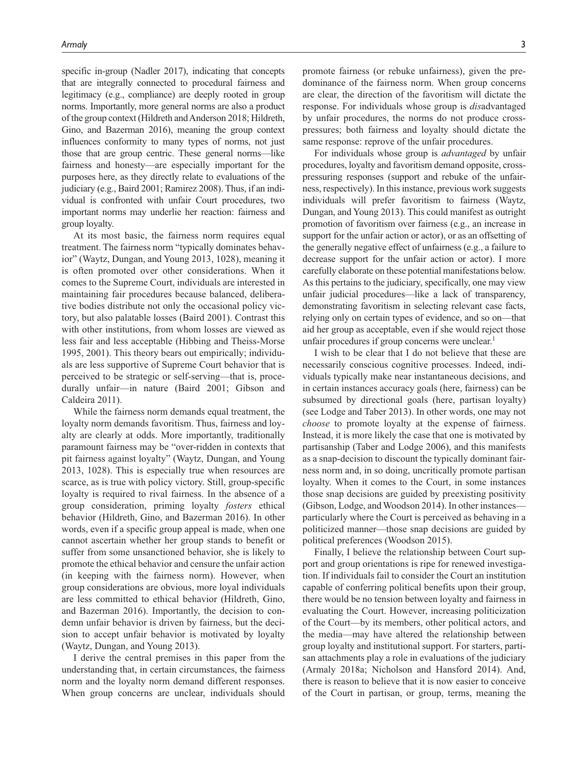specific in-group (Nadler 2017), indicating that concepts that are integrally connected to procedural fairness and legitimacy (e.g., compliance) are deeply rooted in group norms. Importantly, more general norms are also a product of the group context (Hildreth and Anderson 2018; Hildreth, Gino, and Bazerman 2016), meaning the group context influences conformity to many types of norms, not just those that are group centric. These general norms—like fairness and honesty—are especially important for the purposes here, as they directly relate to evaluations of the judiciary (e.g., Baird 2001; Ramirez 2008). Thus, if an individual is confronted with unfair Court procedures, two important norms may underlie her reaction: fairness and group loyalty.

At its most basic, the fairness norm requires equal treatment. The fairness norm "typically dominates behavior" (Waytz, Dungan, and Young 2013, 1028), meaning it is often promoted over other considerations. When it comes to the Supreme Court, individuals are interested in maintaining fair procedures because balanced, deliberative bodies distribute not only the occasional policy victory, but also palatable losses (Baird 2001). Contrast this with other institutions, from whom losses are viewed as less fair and less acceptable (Hibbing and Theiss-Morse 1995, 2001). This theory bears out empirically; individuals are less supportive of Supreme Court behavior that is perceived to be strategic or self-serving—that is, procedurally unfair—in nature (Baird 2001; Gibson and Caldeira 2011).

While the fairness norm demands equal treatment, the loyalty norm demands favoritism. Thus, fairness and loyalty are clearly at odds. More importantly, traditionally paramount fairness may be "over-ridden in contexts that pit fairness against loyalty" (Waytz, Dungan, and Young 2013, 1028). This is especially true when resources are scarce, as is true with policy victory. Still, group-specific loyalty is required to rival fairness. In the absence of a group consideration, priming loyalty *fosters* ethical behavior (Hildreth, Gino, and Bazerman 2016). In other words, even if a specific group appeal is made, when one cannot ascertain whether her group stands to benefit or suffer from some unsanctioned behavior, she is likely to promote the ethical behavior and censure the unfair action (in keeping with the fairness norm). However, when group considerations are obvious, more loyal individuals are less committed to ethical behavior (Hildreth, Gino, and Bazerman 2016). Importantly, the decision to condemn unfair behavior is driven by fairness, but the decision to accept unfair behavior is motivated by loyalty (Waytz, Dungan, and Young 2013).

I derive the central premises in this paper from the understanding that, in certain circumstances, the fairness norm and the loyalty norm demand different responses. When group concerns are unclear, individuals should promote fairness (or rebuke unfairness), given the predominance of the fairness norm. When group concerns are clear, the direction of the favoritism will dictate the response. For individuals whose group is *dis*advantaged by unfair procedures, the norms do not produce cross-pressures; both fairness and loyalty should dictate the same response: reprove of the unfair procedures.

For individuals whose group is *advantaged* by unfair procedures, loyalty and favoritism demand opposite, cross-pressuring responses (support and rebuke of the unfairness, respectively). In this instance, previous work suggests individuals will prefer favoritism to fairness (Waytz, Dungan, and Young 2013). This could manifest as outright promotion of favoritism over fairness (e.g., an increase in support for the unfair action or actor), or as an offsetting of the generally negative effect of unfairness (e.g., a failure to decrease support for the unfair action or actor). I more carefully elaborate on these potential manifestations below. As this pertains to the judiciary, specifically, one may view unfair judicial procedures—like a lack of transparency, demonstrating favoritism in selecting relevant case facts, relying only on certain types of evidence, and so on—that aid her group as acceptable, even if she would reject those unfair procedures if group concerns were unclear.[1]

I wish to be clear that I do not believe that these are necessarily conscious cognitive processes. Indeed, individuals typically make near instantaneous decisions, and in certain instances accuracy goals (here, fairness) can be subsumed by directional goals (here, partisan loyalty) (see Lodge and Taber 2013). In other words, one may not *choose* to promote loyalty at the expense of fairness. Instead, it is more likely the case that one is motivated by partisanship (Taber and Lodge 2006), and this manifests as a snap-decision to discount the typically dominant fairness norm and, in so doing, uncritically promote partisan loyalty. When it comes to the Court, in some instances those snap decisions are guided by preexisting positivity (Gibson, Lodge, and Woodson 2014). In other instances—particularly where the Court is perceived as behaving in a politicized manner—those snap decisions are guided by political preferences (Woodson 2015).

Finally, I believe the relationship between Court support and group orientations is ripe for renewed investigation. If individuals fail to consider the Court an institution capable of conferring political benefits upon their group, there would be no tension between loyalty and fairness in evaluating the Court. However, increasing politicization of the Court—by its members, other political actors, and the media—may have altered the relationship between group loyalty and institutional support. For starters, partisan attachments play a role in evaluations of the judiciary (Armaly 2018a; Nicholson and Hansford 2014). And, there is reason to believe that it is now easier to conceive of the Court in partisan, or group, terms, meaning the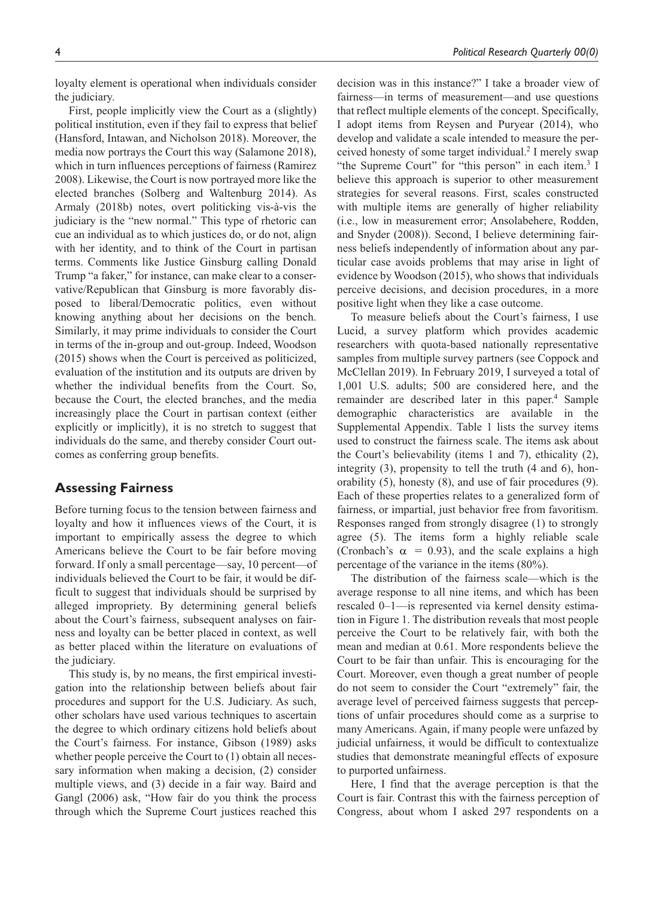loyalty element is operational when individuals consider the judiciary.

First, people implicitly view the Court as a (slightly) political institution, even if they fail to express that belief (Hansford, Intawan, and Nicholson 2018). Moreover, the media now portrays the Court this way (Salamone 2018), which in turn influences perceptions of fairness (Ramirez 2008). Likewise, the Court is now portrayed more like the elected branches (Solberg and Waltenburg 2014). As Armaly (2018b) notes, overt politicking vis-à-vis the judiciary is the "new normal." This type of rhetoric can cue an individual as to which justices do, or do not, align with her identity, and to think of the Court in partisan terms. Comments like Justice Ginsburg calling Donald Trump "a faker," for instance, can make clear to a conservative/Republican that Ginsburg is more favorably disposed to liberal/Democratic politics, even without knowing anything about her decisions on the bench. Similarly, it may prime individuals to consider the Court in terms of the in-group and out-group. Indeed, Woodson (2015) shows when the Court is perceived as politicized, evaluation of the institution and its outputs are driven by whether the individual benefits from the Court. So, because the Court, the elected branches, and the media increasingly place the Court in partisan context (either explicitly or implicitly), it is no stretch to suggest that individuals do the same, and thereby consider Court outcomes as conferring group benefits.

## Assessing Fairness

Before turning focus to the tension between fairness and loyalty and how it influences views of the Court, it is important to empirically assess the degree to which Americans believe the Court to be fair before moving forward. If only a small percentage—say, 10 percent—of individuals believed the Court to be fair, it would be difficult to suggest that individuals should be surprised by alleged impropriety. By determining general beliefs about the Court's fairness, subsequent analyses on fairness and loyalty can be better placed in context, as well as better placed within the literature on evaluations of the judiciary.

This study is, by no means, the first empirical investigation into the relationship between beliefs about fair procedures and support for the U.S. Judiciary. As such, other scholars have used various techniques to ascertain the degree to which ordinary citizens hold beliefs about the Court's fairness. For instance, Gibson (1989) asks whether people perceive the Court to (1) obtain all necessary information when making a decision, (2) consider multiple views, and (3) decide in a fair way. Baird and Gangl (2006) ask, "How fair do you think the process through which the Supreme Court justices reached this decision was in this instance?" I take a broader view of fairness—in terms of measurement—and use questions that reflect multiple elements of the concept. Specifically, I adopt items from Reysen and Puryear (2014), who develop and validate a scale intended to measure the perceived honesty of some target individual.[2] I merely swap "the Supreme Court" for "this person" in each item.[3] I believe this approach is superior to other measurement strategies for several reasons. First, scales constructed with multiple items are generally of higher reliability (i.e., low in measurement error; Ansolabehere, Rodden, and Snyder (2008)). Second, I believe determining fairness beliefs independently of information about any particular case avoids problems that may arise in light of evidence by Woodson (2015), who shows that individuals perceive decisions, and decision procedures, in a more positive light when they like a case outcome.

To measure beliefs about the Court's fairness, I use Lucid, a survey platform which provides academic researchers with quota-based nationally representative samples from multiple survey partners (see Coppock and McClellan 2019). In February 2019, I surveyed a total of 1,001 U.S. adults; 500 are considered here, and the remainder are described later in this paper.[4] Sample demographic characteristics are available in the Supplemental Appendix. Table 1 lists the survey items used to construct the fairness scale. The items ask about the Court's believability (items 1 and 7), ethicality (2), integrity (3), propensity to tell the truth (4 and 6), honorability (5), honesty (8), and use of fair procedures (9). Each of these properties relates to a generalized form of fairness, or impartial, just behavior free from favoritism. Responses ranged from strongly disagree (1) to strongly agree (5). The items form a highly reliable scale (Cronbach's $\alpha = 0.93$), and the scale explains a high percentage of the variance in the items (80%).

The distribution of the fairness scale—which is the average response to all nine items, and which has been rescaled 0–1—is represented via kernel density estimation in Figure 1. The distribution reveals that most people perceive the Court to be relatively fair, with both the mean and median at 0.61. More respondents believe the Court to be fair than unfair. This is encouraging for the Court. Moreover, even though a great number of people do not seem to consider the Court "extremely" fair, the average level of perceived fairness suggests that perceptions of unfair procedures should come as a surprise to many Americans. Again, if many people were unfazed by judicial unfairness, it would be difficult to contextualize studies that demonstrate meaningful effects of exposure to purported unfairness.

Here, I find that the average perception is that the Court is fair. Contrast this with the fairness perception of Congress, about whom I asked 297 respondents on a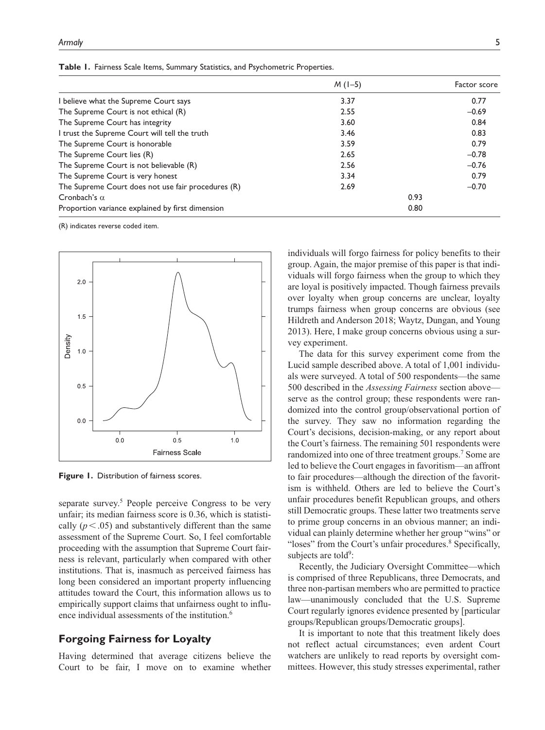**Table 1.** Fairness Scale Items, Summary Statistics, and Psychometric Properties.

| | $M$ (1–5) | Factor score |
|---|---|---|
| I believe what the Supreme Court says | 3.37 | 0.77 |
| The Supreme Court is not ethical (R) | 2.55 | −0.69 |
| The Supreme Court has integrity | 3.60 | 0.84 |
| I trust the Supreme Court will tell the truth | 3.46 | 0.83 |
| The Supreme Court is honorable | 3.59 | 0.79 |
| The Supreme Court lies (R) | 2.65 | −0.78 |
| The Supreme Court is not believable (R) | 2.56 | −0.76 |
| The Supreme Court is very honest | 3.34 | 0.79 |
| The Supreme Court does not use fair procedures (R) | 2.69 | −0.70 |
| Cronbach's $\alpha$ | 0.93 | |
| Proportion variance explained by first dimension | 0.80 | |

(R) indicates reverse coded item.

**Figure 1.** Distribution of fairness scores.

separate survey.[5] People perceive Congress to be very unfair; its median fairness score is 0.36, which is statistically ($p < .05$) and substantively different than the same assessment of the Supreme Court. So, I feel comfortable proceeding with the assumption that Supreme Court fairness is relevant, particularly when compared with other institutions. That is, inasmuch as perceived fairness has long been considered an important property influencing attitudes toward the Court, this information allows us to empirically support claims that unfairness ought to influence individual assessments of the institution.[6]

## Forgoing Fairness for Loyalty

Having determined that average citizens believe the Court to be fair, I move on to examine whether individuals will forgo fairness for policy benefits to their group. Again, the major premise of this paper is that individuals will forgo fairness when the group to which they are loyal is positively impacted. Though fairness prevails over loyalty when group concerns are unclear, loyalty trumps fairness when group concerns are obvious (see Hildreth and Anderson 2018; Waytz, Dungan, and Young 2013). Here, I make group concerns obvious using a survey experiment.

The data for this survey experiment come from the Lucid sample described above. A total of 1,001 individuals were surveyed. A total of 500 respondents—the same 500 described in the *Assessing Fairness* section above—serve as the control group; these respondents were randomized into the control group/observational portion of the survey. They saw no information regarding the Court's decisions, decision-making, or any report about the Court's fairness. The remaining 501 respondents were randomized into one of three treatment groups.[7] Some are led to believe the Court engages in favoritism—an affront to fair procedures—although the direction of the favoritism is withheld. Others are led to believe the Court's unfair procedures benefit Republican groups, and others still Democratic groups. These latter two treatments serve to prime group concerns in an obvious manner; an individual can plainly determine whether her group "wins" or "loses" from the Court's unfair procedures.[8] Specifically, subjects are told[9]:

Recently, the Judiciary Oversight Committee—which is comprised of three Republicans, three Democrats, and three non-partisan members who are permitted to practice law—unanimously concluded that the U.S. Supreme Court regularly ignores evidence presented by [particular groups/Republican groups/Democratic groups].

It is important to note that this treatment likely does not reflect actual circumstances; even ardent Court watchers are unlikely to read reports by oversight committees. However, this study stresses experimental, rather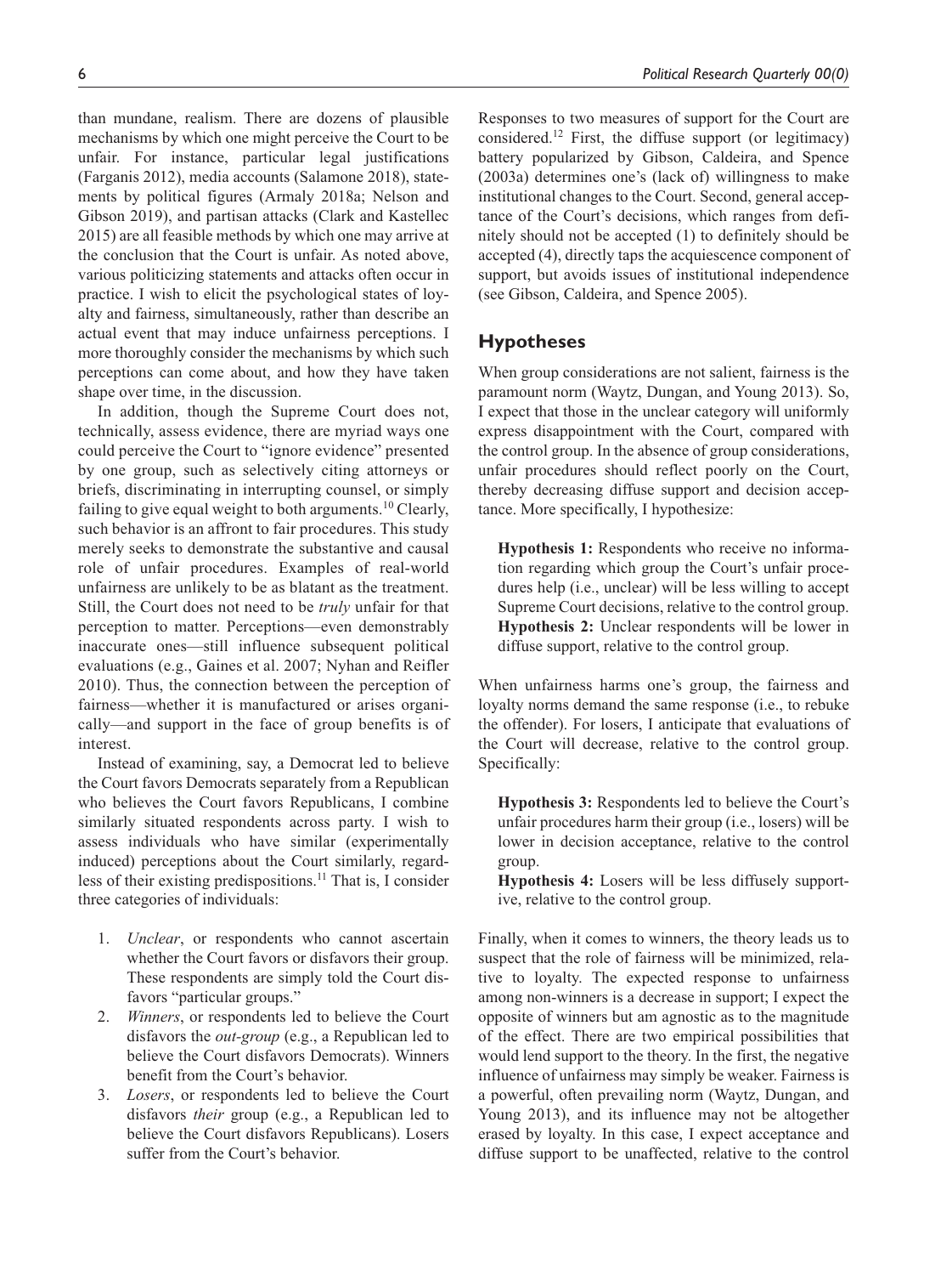than mundane, realism. There are dozens of plausible mechanisms by which one might perceive the Court to be unfair. For instance, particular legal justifications (Farganis 2012), media accounts (Salamone 2018), statements by political figures (Armaly 2018a; Nelson and Gibson 2019), and partisan attacks (Clark and Kastellec 2015) are all feasible methods by which one may arrive at the conclusion that the Court is unfair. As noted above, various politicizing statements and attacks often occur in practice. I wish to elicit the psychological states of loyalty and fairness, simultaneously, rather than describe an actual event that may induce unfairness perceptions. I more thoroughly consider the mechanisms by which such perceptions can come about, and how they have taken shape over time, in the discussion.

In addition, though the Supreme Court does not, technically, assess evidence, there are myriad ways one could perceive the Court to "ignore evidence" presented by one group, such as selectively citing attorneys or briefs, discriminating in interrupting counsel, or simply failing to give equal weight to both arguments.[10] Clearly, such behavior is an affront to fair procedures. This study merely seeks to demonstrate the substantive and causal role of unfair procedures. Examples of real-world unfairness are unlikely to be as blatant as the treatment. Still, the Court does not need to be *truly* unfair for that perception to matter. Perceptions—even demonstrably inaccurate ones—still influence subsequent political evaluations (e.g., Gaines et al. 2007; Nyhan and Reifler 2010). Thus, the connection between the perception of fairness—whether it is manufactured or arises organically—and support in the face of group benefits is of interest.

Instead of examining, say, a Democrat led to believe the Court favors Democrats separately from a Republican who believes the Court favors Republicans, I combine similarly situated respondents across party. I wish to assess individuals who have similar (experimentally induced) perceptions about the Court similarly, regardless of their existing predispositions.[11] That is, I consider three categories of individuals:

1. *Unclear*, or respondents who cannot ascertain whether the Court favors or disfavors their group. These respondents are simply told the Court disfavors "particular groups."
2. *Winners*, or respondents led to believe the Court disfavors the *out-group* (e.g., a Republican led to believe the Court disfavors Democrats). Winners benefit from the Court's behavior.
3. *Losers*, or respondents led to believe the Court disfavors *their* group (e.g., a Republican led to believe the Court disfavors Republicans). Losers suffer from the Court's behavior.

Responses to two measures of support for the Court are considered.[12] First, the diffuse support (or legitimacy) battery popularized by Gibson, Caldeira, and Spence (2003a) determines one's (lack of) willingness to make institutional changes to the Court. Second, general acceptance of the Court's decisions, which ranges from definitely should not be accepted (1) to definitely should be accepted (4), directly taps the acquiescence component of support, but avoids issues of institutional independence (see Gibson, Caldeira, and Spence 2005).

## Hypotheses

When group considerations are not salient, fairness is the paramount norm (Waytz, Dungan, and Young 2013). So, I expect that those in the unclear category will uniformly express disappointment with the Court, compared with the control group. In the absence of group considerations, unfair procedures should reflect poorly on the Court, thereby decreasing diffuse support and decision acceptance. More specifically, I hypothesize:

> **Hypothesis 1:** Respondents who receive no information regarding which group the Court's unfair procedures help (i.e., unclear) will be less willing to accept Supreme Court decisions, relative to the control group.
>
> **Hypothesis 2:** Unclear respondents will be lower in diffuse support, relative to the control group.

When unfairness harms one's group, the fairness and loyalty norms demand the same response (i.e., to rebuke the offender). For losers, I anticipate that evaluations of the Court will decrease, relative to the control group. Specifically:

> **Hypothesis 3:** Respondents led to believe the Court's unfair procedures harm their group (i.e., losers) will be lower in decision acceptance, relative to the control group.
>
> **Hypothesis 4:** Losers will be less diffusely supportive, relative to the control group.

Finally, when it comes to winners, the theory leads us to suspect that the role of fairness will be minimized, relative to loyalty. The expected response to unfairness among non-winners is a decrease in support; I expect the opposite of winners but am agnostic as to the magnitude of the effect. There are two empirical possibilities that would lend support to the theory. In the first, the negative influence of unfairness may simply be weaker. Fairness is a powerful, often prevailing norm (Waytz, Dungan, and Young 2013), and its influence may not be altogether erased by loyalty. In this case, I expect acceptance and diffuse support to be unaffected, relative to the control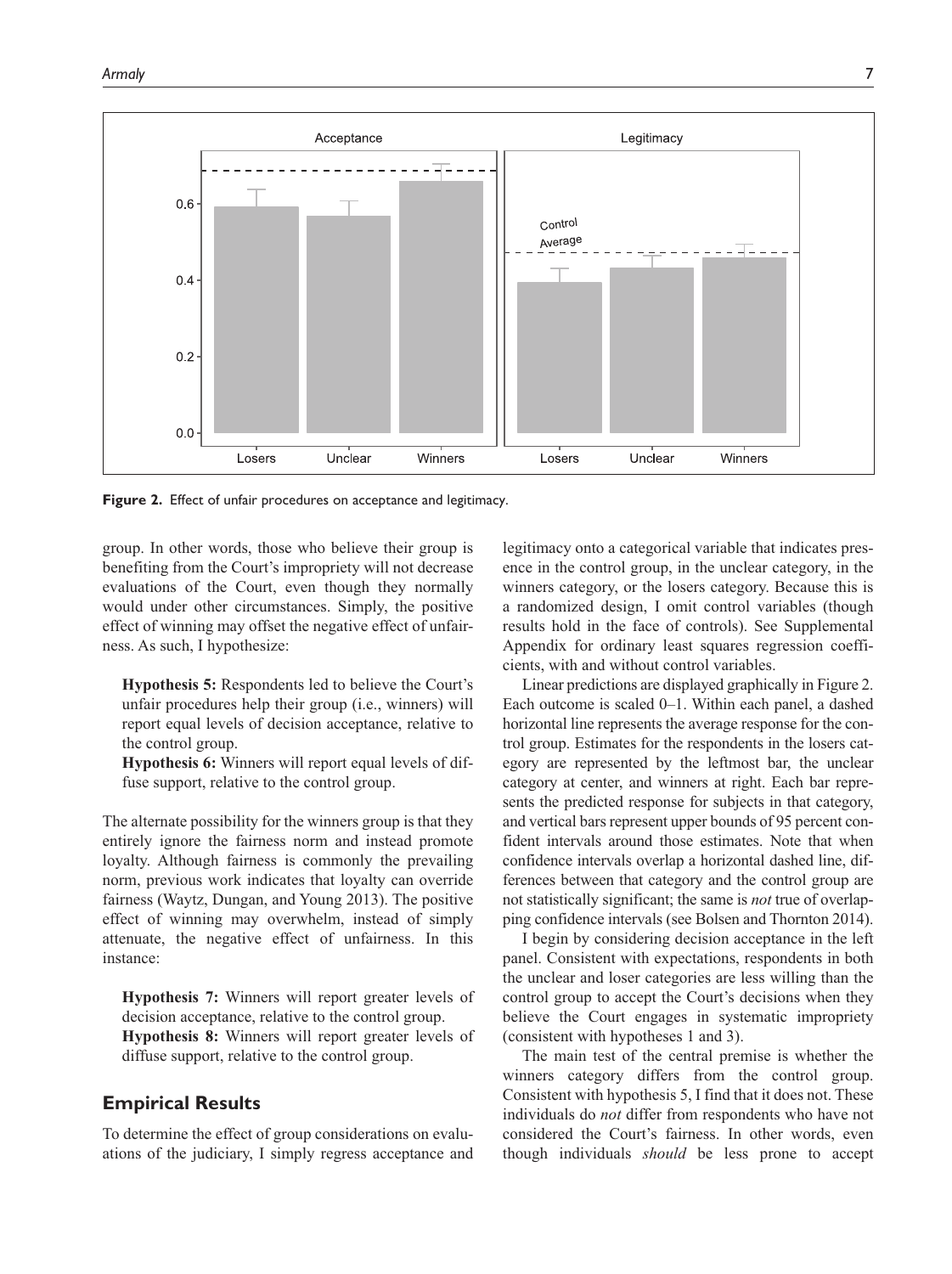**Figure 2.** Effect of unfair procedures on acceptance and legitimacy.

group. In other words, those who believe their group is benefiting from the Court's impropriety will not decrease evaluations of the Court, even though they normally would under other circumstances. Simply, the positive effect of winning may offset the negative effect of unfairness. As such, I hypothesize:

**Hypothesis 5:** Respondents led to believe the Court's unfair procedures help their group (i.e., winners) will report equal levels of decision acceptance, relative to the control group.

**Hypothesis 6:** Winners will report equal levels of diffuse support, relative to the control group.

The alternate possibility for the winners group is that they entirely ignore the fairness norm and instead promote loyalty. Although fairness is commonly the prevailing norm, previous work indicates that loyalty can override fairness (Waytz, Dungan, and Young 2013). The positive effect of winning may overwhelm, instead of simply attenuate, the negative effect of unfairness. In this instance:

**Hypothesis 7:** Winners will report greater levels of decision acceptance, relative to the control group.

**Hypothesis 8:** Winners will report greater levels of diffuse support, relative to the control group.

## Empirical Results

To determine the effect of group considerations on evaluations of the judiciary, I simply regress acceptance and legitimacy onto a categorical variable that indicates presence in the control group, in the unclear category, in the winners category, or the losers category. Because this is a randomized design, I omit control variables (though results hold in the face of controls). See Supplemental Appendix for ordinary least squares regression coefficients, with and without control variables.

Linear predictions are displayed graphically in Figure 2. Each outcome is scaled 0–1. Within each panel, a dashed horizontal line represents the average response for the control group. Estimates for the respondents in the losers category are represented by the leftmost bar, the unclear category at center, and winners at right. Each bar represents the predicted response for subjects in that category, and vertical bars represent upper bounds of 95 percent confident intervals around those estimates. Note that when confidence intervals overlap a horizontal dashed line, differences between that category and the control group are not statistically significant; the same is *not* true of overlapping confidence intervals (see Bolsen and Thornton 2014).

I begin by considering decision acceptance in the left panel. Consistent with expectations, respondents in both the unclear and loser categories are less willing than the control group to accept the Court's decisions when they believe the Court engages in systematic impropriety (consistent with hypotheses 1 and 3).

The main test of the central premise is whether the winners category differs from the control group. Consistent with hypothesis 5, I find that it does not. These individuals do *not* differ from respondents who have not considered the Court's fairness. In other words, even though individuals *should* be less prone to accept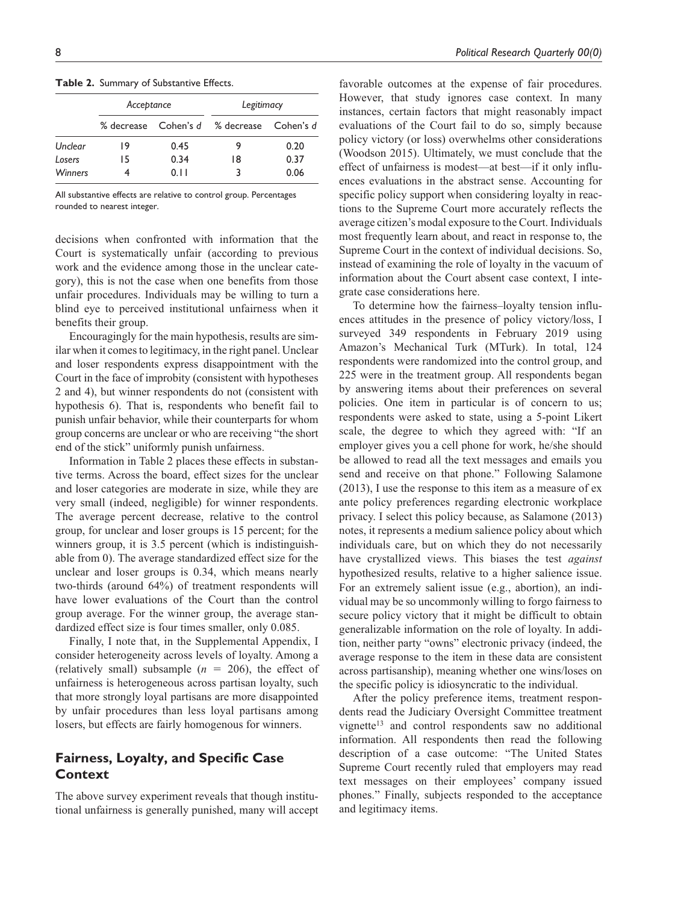**Table 2.** Summary of Substantive Effects.

| | *Acceptance* | | *Legitimacy* | |
|---|---|---|---|---|
| | % decrease | Cohen's *d* | % decrease | Cohen's *d* |
| *Unclear* | 19 | 0.45 | 9 | 0.20 |
| *Losers* | 15 | 0.34 | 18 | 0.37 |
| *Winners* | 4 | 0.11 | 3 | 0.06 |

All substantive effects are relative to control group. Percentages rounded to nearest integer.

decisions when confronted with information that the Court is systematically unfair (according to previous work and the evidence among those in the unclear category), this is not the case when one benefits from those unfair procedures. Individuals may be willing to turn a blind eye to perceived institutional unfairness when it benefits their group.

Encouragingly for the main hypothesis, results are similar when it comes to legitimacy, in the right panel. Unclear and loser respondents express disappointment with the Court in the face of improbity (consistent with hypotheses 2 and 4), but winner respondents do not (consistent with hypothesis 6). That is, respondents who benefit fail to punish unfair behavior, while their counterparts for whom group concerns are unclear or who are receiving "the short end of the stick" uniformly punish unfairness.

Information in Table 2 places these effects in substantive terms. Across the board, effect sizes for the unclear and loser categories are moderate in size, while they are very small (indeed, negligible) for winner respondents. The average percent decrease, relative to the control group, for unclear and loser groups is 15 percent; for the winners group, it is 3.5 percent (which is indistinguishable from 0). The average standardized effect size for the unclear and loser groups is 0.34, which means nearly two-thirds (around 64%) of treatment respondents will have lower evaluations of the Court than the control group average. For the winner group, the average standardized effect size is four times smaller, only 0.085.

Finally, I note that, in the Supplemental Appendix, I consider heterogeneity across levels of loyalty. Among a (relatively small) subsample ($n = 206$), the effect of unfairness is heterogeneous across partisan loyalty, such that more strongly loyal partisans are more disappointed by unfair procedures than less loyal partisans among losers, but effects are fairly homogenous for winners.

## Fairness, Loyalty, and Specific Case Context

The above survey experiment reveals that though institutional unfairness is generally punished, many will accept favorable outcomes at the expense of fair procedures. However, that study ignores case context. In many instances, certain factors that might reasonably impact evaluations of the Court fail to do so, simply because policy victory (or loss) overwhelms other considerations (Woodson 2015). Ultimately, we must conclude that the effect of unfairness is modest—at best—if it only influences evaluations in the abstract sense. Accounting for specific policy support when considering loyalty in reactions to the Supreme Court more accurately reflects the average citizen's modal exposure to the Court. Individuals most frequently learn about, and react in response to, the Supreme Court in the context of individual decisions. So, instead of examining the role of loyalty in the vacuum of information about the Court absent case context, I integrate case considerations here.

To determine how the fairness–loyalty tension influences attitudes in the presence of policy victory/loss, I surveyed 349 respondents in February 2019 using Amazon's Mechanical Turk (MTurk). In total, 124 respondents were randomized into the control group, and 225 were in the treatment group. All respondents began by answering items about their preferences on several policies. One item in particular is of concern to us; respondents were asked to state, using a 5-point Likert scale, the degree to which they agreed with: "If an employer gives you a cell phone for work, he/she should be allowed to read all the text messages and emails you send and receive on that phone." Following Salamone (2013), I use the response to this item as a measure of ex ante policy preferences regarding electronic workplace privacy. I select this policy because, as Salamone (2013) notes, it represents a medium salience policy about which individuals care, but on which they do not necessarily have crystallized views. This biases the test *against* hypothesized results, relative to a higher salience issue. For an extremely salient issue (e.g., abortion), an individual may be so uncommonly willing to forgo fairness to secure policy victory that it might be difficult to obtain generalizable information on the role of loyalty. In addition, neither party "owns" electronic privacy (indeed, the average response to the item in these data are consistent across partisanship), meaning whether one wins/loses on the specific policy is idiosyncratic to the individual.

After the policy preference items, treatment respondents read the Judiciary Oversight Committee treatment vignette[13] and control respondents saw no additional information. All respondents then read the following description of a case outcome: "The United States Supreme Court recently ruled that employers may read text messages on their employees' company issued phones." Finally, subjects responded to the acceptance and legitimacy items.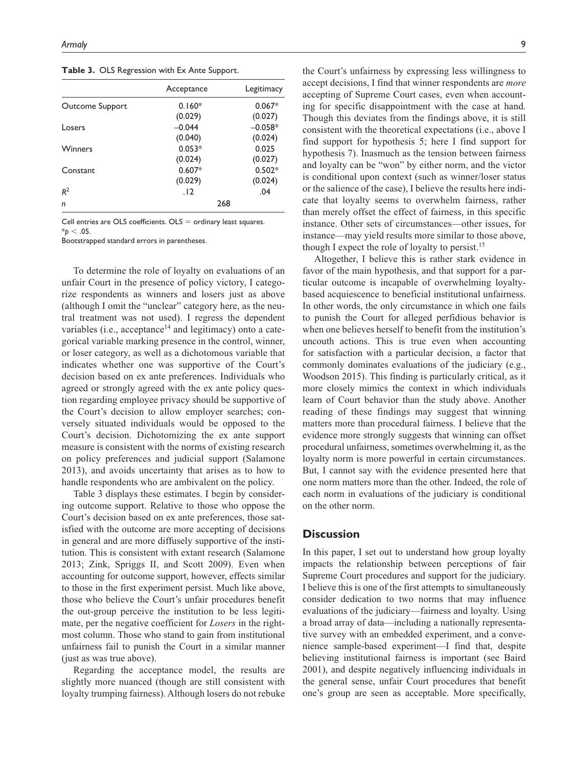**Table 3.** OLS Regression with Ex Ante Support.

| | Acceptance | Legitimacy |
|---|---|---|
| Outcome Support | 0.160* | 0.067* |
| | (0.029) | (0.027) |
| Losers | –0.044 | –0.058* |
| | (0.040) | (0.024) |
| Winners | 0.053* | 0.025 |
| | (0.024) | (0.027) |
| Constant | 0.607* | 0.502* |
| | (0.029) | (0.024) |
| $R^2$ | .12 | .04 |
| $n$ | 268 | |

Cell entries are OLS coefficients. OLS = ordinary least squares.
*$p < .05$.
Bootstrapped standard errors in parentheses.

To determine the role of loyalty on evaluations of an unfair Court in the presence of policy victory, I categorize respondents as winners and losers just as above (although I omit the "unclear" category here, as the neutral treatment was not used). I regress the dependent variables (i.e., acceptance[14] and legitimacy) onto a categorical variable marking presence in the control, winner, or loser category, as well as a dichotomous variable that indicates whether one was supportive of the Court's decision based on ex ante preferences. Individuals who agreed or strongly agreed with the ex ante policy question regarding employee privacy should be supportive of the Court's decision to allow employer searches; conversely situated individuals would be opposed to the Court's decision. Dichotomizing the ex ante support measure is consistent with the norms of existing research on policy preferences and judicial support (Salamone 2013), and avoids uncertainty that arises as to how to handle respondents who are ambivalent on the policy.

Table 3 displays these estimates. I begin by considering outcome support. Relative to those who oppose the Court's decision based on ex ante preferences, those satisfied with the outcome are more accepting of decisions in general and are more diffusely supportive of the institution. This is consistent with extant research (Salamone 2013; Zink, Spriggs II, and Scott 2009). Even when accounting for outcome support, however, effects similar to those in the first experiment persist. Much like above, those who believe the Court's unfair procedures benefit the out-group perceive the institution to be less legitimate, per the negative coefficient for *Losers* in the rightmost column. Those who stand to gain from institutional unfairness fail to punish the Court in a similar manner (just as was true above).

Regarding the acceptance model, the results are slightly more nuanced (though are still consistent with loyalty trumping fairness). Although losers do not rebuke the Court's unfairness by expressing less willingness to accept decisions, I find that winner respondents are *more* accepting of Supreme Court cases, even when accounting for specific disappointment with the case at hand. Though this deviates from the findings above, it is still consistent with the theoretical expectations (i.e., above I find support for hypothesis 5; here I find support for hypothesis 7). Inasmuch as the tension between fairness and loyalty can be "won" by either norm, and the victor is conditional upon context (such as winner/loser status or the salience of the case), I believe the results here indicate that loyalty seems to overwhelm fairness, rather than merely offset the effect of fairness, in this specific instance. Other sets of circumstances—other issues, for instance—may yield results more similar to those above, though I expect the role of loyalty to persist.[15]

Altogether, I believe this is rather stark evidence in favor of the main hypothesis, and that support for a particular outcome is incapable of overwhelming loyalty-based acquiescence to beneficial institutional unfairness. In other words, the only circumstance in which one fails to punish the Court for alleged perfidious behavior is when one believes herself to benefit from the institution's uncouth actions. This is true even when accounting for satisfaction with a particular decision, a factor that commonly dominates evaluations of the judiciary (e.g., Woodson 2015). This finding is particularly critical, as it more closely mimics the context in which individuals learn of Court behavior than the study above. Another reading of these findings may suggest that winning matters more than procedural fairness. I believe that the evidence more strongly suggests that winning can offset procedural unfairness, sometimes overwhelming it, as the loyalty norm is more powerful in certain circumstances. But, I cannot say with the evidence presented here that one norm matters more than the other. Indeed, the role of each norm in evaluations of the judiciary is conditional on the other norm.

## Discussion

In this paper, I set out to understand how group loyalty impacts the relationship between perceptions of fair Supreme Court procedures and support for the judiciary. I believe this is one of the first attempts to simultaneously consider dedication to two norms that may influence evaluations of the judiciary—fairness and loyalty. Using a broad array of data—including a nationally representative survey with an embedded experiment, and a convenience sample-based experiment—I find that, despite believing institutional fairness is important (see Baird 2001), and despite negatively influencing individuals in the general sense, unfair Court procedures that benefit one's group are seen as acceptable. More specifically,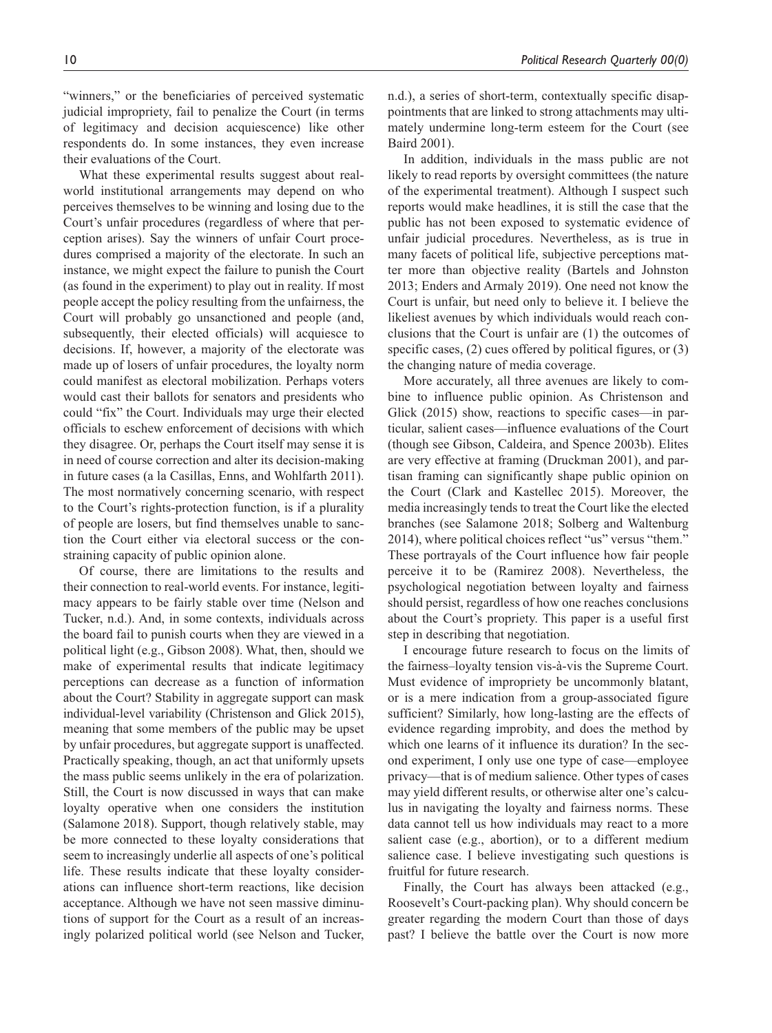"winners," or the beneficiaries of perceived systematic judicial impropriety, fail to penalize the Court (in terms of legitimacy and decision acquiescence) like other respondents do. In some instances, they even increase their evaluations of the Court.

What these experimental results suggest about real-world institutional arrangements may depend on who perceives themselves to be winning and losing due to the Court's unfair procedures (regardless of where that perception arises). Say the winners of unfair Court procedures comprised a majority of the electorate. In such an instance, we might expect the failure to punish the Court (as found in the experiment) to play out in reality. If most people accept the policy resulting from the unfairness, the Court will probably go unsanctioned and people (and, subsequently, their elected officials) will acquiesce to decisions. If, however, a majority of the electorate was made up of losers of unfair procedures, the loyalty norm could manifest as electoral mobilization. Perhaps voters would cast their ballots for senators and presidents who could "fix" the Court. Individuals may urge their elected officials to eschew enforcement of decisions with which they disagree. Or, perhaps the Court itself may sense it is in need of course correction and alter its decision-making in future cases (a la Casillas, Enns, and Wohlfarth 2011). The most normatively concerning scenario, with respect to the Court's rights-protection function, is if a plurality of people are losers, but find themselves unable to sanction the Court either via electoral success or the constraining capacity of public opinion alone.

Of course, there are limitations to the results and their connection to real-world events. For instance, legitimacy appears to be fairly stable over time (Nelson and Tucker, n.d.). And, in some contexts, individuals across the board fail to punish courts when they are viewed in a political light (e.g., Gibson 2008). What, then, should we make of experimental results that indicate legitimacy perceptions can decrease as a function of information about the Court? Stability in aggregate support can mask individual-level variability (Christenson and Glick 2015), meaning that some members of the public may be upset by unfair procedures, but aggregate support is unaffected. Practically speaking, though, an act that uniformly upsets the mass public seems unlikely in the era of polarization. Still, the Court is now discussed in ways that can make loyalty operative when one considers the institution (Salamone 2018). Support, though relatively stable, may be more connected to these loyalty considerations that seem to increasingly underlie all aspects of one's political life. These results indicate that these loyalty considerations can influence short-term reactions, like decision acceptance. Although we have not seen massive diminutions of support for the Court as a result of an increasingly polarized political world (see Nelson and Tucker, n.d.), a series of short-term, contextually specific disappointments that are linked to strong attachments may ultimately undermine long-term esteem for the Court (see Baird 2001).

In addition, individuals in the mass public are not likely to read reports by oversight committees (the nature of the experimental treatment). Although I suspect such reports would make headlines, it is still the case that the public has not been exposed to systematic evidence of unfair judicial procedures. Nevertheless, as is true in many facets of political life, subjective perceptions matter more than objective reality (Bartels and Johnston 2013; Enders and Armaly 2019). One need not know the Court is unfair, but need only to believe it. I believe the likeliest avenues by which individuals would reach conclusions that the Court is unfair are (1) the outcomes of specific cases, (2) cues offered by political figures, or (3) the changing nature of media coverage.

More accurately, all three avenues are likely to combine to influence public opinion. As Christenson and Glick (2015) show, reactions to specific cases—in particular, salient cases—influence evaluations of the Court (though see Gibson, Caldeira, and Spence 2003b). Elites are very effective at framing (Druckman 2001), and partisan framing can significantly shape public opinion on the Court (Clark and Kastellec 2015). Moreover, the media increasingly tends to treat the Court like the elected branches (see Salamone 2018; Solberg and Waltenburg 2014), where political choices reflect "us" versus "them." These portrayals of the Court influence how fair people perceive it to be (Ramirez 2008). Nevertheless, the psychological negotiation between loyalty and fairness should persist, regardless of how one reaches conclusions about the Court's propriety. This paper is a useful first step in describing that negotiation.

I encourage future research to focus on the limits of the fairness–loyalty tension vis-à-vis the Supreme Court. Must evidence of impropriety be uncommonly blatant, or is a mere indication from a group-associated figure sufficient? Similarly, how long-lasting are the effects of evidence regarding improbity, and does the method by which one learns of it influence its duration? In the second experiment, I only use one type of case—employee privacy—that is of medium salience. Other types of cases may yield different results, or otherwise alter one's calculus in navigating the loyalty and fairness norms. These data cannot tell us how individuals may react to a more salient case (e.g., abortion), or to a different medium salience case. I believe investigating such questions is fruitful for future research.

Finally, the Court has always been attacked (e.g., Roosevelt's Court-packing plan). Why should concern be greater regarding the modern Court than those of days past? I believe the battle over the Court is now more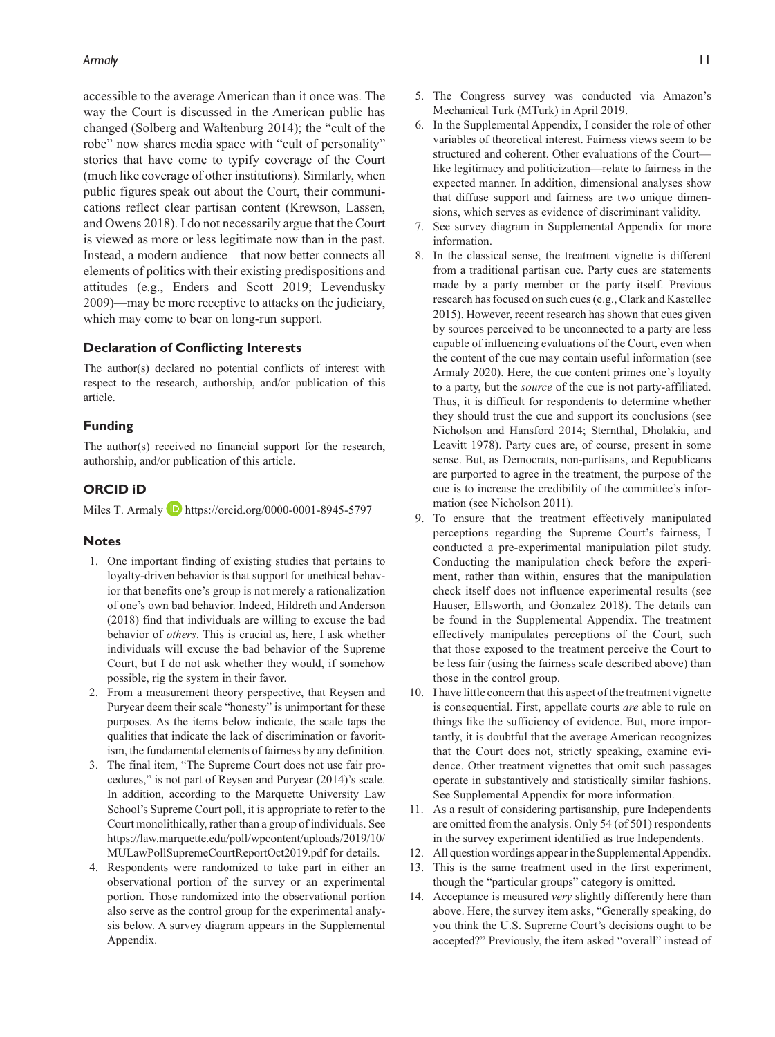accessible to the average American than it once was. The way the Court is discussed in the American public has changed (Solberg and Waltenburg 2014); the "cult of the robe" now shares media space with "cult of personality" stories that have come to typify coverage of the Court (much like coverage of other institutions). Similarly, when public figures speak out about the Court, their communications reflect clear partisan content (Krewson, Lassen, and Owens 2018). I do not necessarily argue that the Court is viewed as more or less legitimate now than in the past. Instead, a modern audience—that now better connects all elements of politics with their existing predispositions and attitudes (e.g., Enders and Scott 2019; Levendusky 2009)—may be more receptive to attacks on the judiciary, which may come to bear on long-run support.

## Declaration of Conflicting Interests

The author(s) declared no potential conflicts of interest with respect to the research, authorship, and/or publication of this article.

## Funding

The author(s) received no financial support for the research, authorship, and/or publication of this article.

## ORCID iD

Miles T. Armaly https://orcid.org/0000-0001-8945-5797

## Notes

1. One important finding of existing studies that pertains to loyalty-driven behavior is that support for unethical behavior that benefits one's group is not merely a rationalization of one's own bad behavior. Indeed, Hildreth and Anderson (2018) find that individuals are willing to excuse the bad behavior of *others*. This is crucial as, here, I ask whether individuals will excuse the bad behavior of the Supreme Court, but I do not ask whether they would, if somehow possible, rig the system in their favor.
2. From a measurement theory perspective, that Reysen and Puryear deem their scale "honesty" is unimportant for these purposes. As the items below indicate, the scale taps the qualities that indicate the lack of discrimination or favoritism, the fundamental elements of fairness by any definition.
3. The final item, "The Supreme Court does not use fair procedures," is not part of Reysen and Puryear (2014)'s scale. In addition, according to the Marquette University Law School's Supreme Court poll, it is appropriate to refer to the Court monolithically, rather than a group of individuals. See https://law.marquette.edu/poll/wpcontent/uploads/2019/10/MULawPollSupremeCourtReportOct2019.pdf for details.
4. Respondents were randomized to take part in either an observational portion of the survey or an experimental portion. Those randomized into the observational portion also serve as the control group for the experimental analysis below. A survey diagram appears in the Supplemental Appendix.
5. The Congress survey was conducted via Amazon's Mechanical Turk (MTurk) in April 2019.
6. In the Supplemental Appendix, I consider the role of other variables of theoretical interest. Fairness views seem to be structured and coherent. Other evaluations of the Court—like legitimacy and politicization—relate to fairness in the expected manner. In addition, dimensional analyses show that diffuse support and fairness are two unique dimensions, which serves as evidence of discriminant validity.
7. See survey diagram in Supplemental Appendix for more information.
8. In the classical sense, the treatment vignette is different from a traditional partisan cue. Party cues are statements made by a party member or the party itself. Previous research has focused on such cues (e.g., Clark and Kastellec 2015). However, recent research has shown that cues given by sources perceived to be unconnected to a party are less capable of influencing evaluations of the Court, even when the content of the cue may contain useful information (see Armaly 2020). Here, the cue content primes one's loyalty to a party, but the *source* of the cue is not party-affiliated. Thus, it is difficult for respondents to determine whether they should trust the cue and support its conclusions (see Nicholson and Hansford 2014; Sternthal, Dholakia, and Leavitt 1978). Party cues are, of course, present in some sense. But, as Democrats, non-partisans, and Republicans are purported to agree in the treatment, the purpose of the cue is to increase the credibility of the committee's information (see Nicholson 2011).
9. To ensure that the treatment effectively manipulated perceptions regarding the Supreme Court's fairness, I conducted a pre-experimental manipulation pilot study. Conducting the manipulation check before the experiment, rather than within, ensures that the manipulation check itself does not influence experimental results (see Hauser, Ellsworth, and Gonzalez 2018). The details can be found in the Supplemental Appendix. The treatment effectively manipulates perceptions of the Court, such that those exposed to the treatment perceive the Court to be less fair (using the fairness scale described above) than those in the control group.
10. I have little concern that this aspect of the treatment vignette is consequential. First, appellate courts *are* able to rule on things like the sufficiency of evidence. But, more importantly, it is doubtful that the average American recognizes that the Court does not, strictly speaking, examine evidence. Other treatment vignettes that omit such passages operate in substantively and statistically similar fashions. See Supplemental Appendix for more information.
11. As a result of considering partisanship, pure Independents are omitted from the analysis. Only 54 (of 501) respondents in the survey experiment identified as true Independents.
12. All question wordings appear in the Supplemental Appendix.
13. This is the same treatment used in the first experiment, though the "particular groups" category is omitted.
14. Acceptance is measured *very* slightly differently here than above. Here, the survey item asks, "Generally speaking, do you think the U.S. Supreme Court's decisions ought to be accepted?" Previously, the item asked "overall" instead of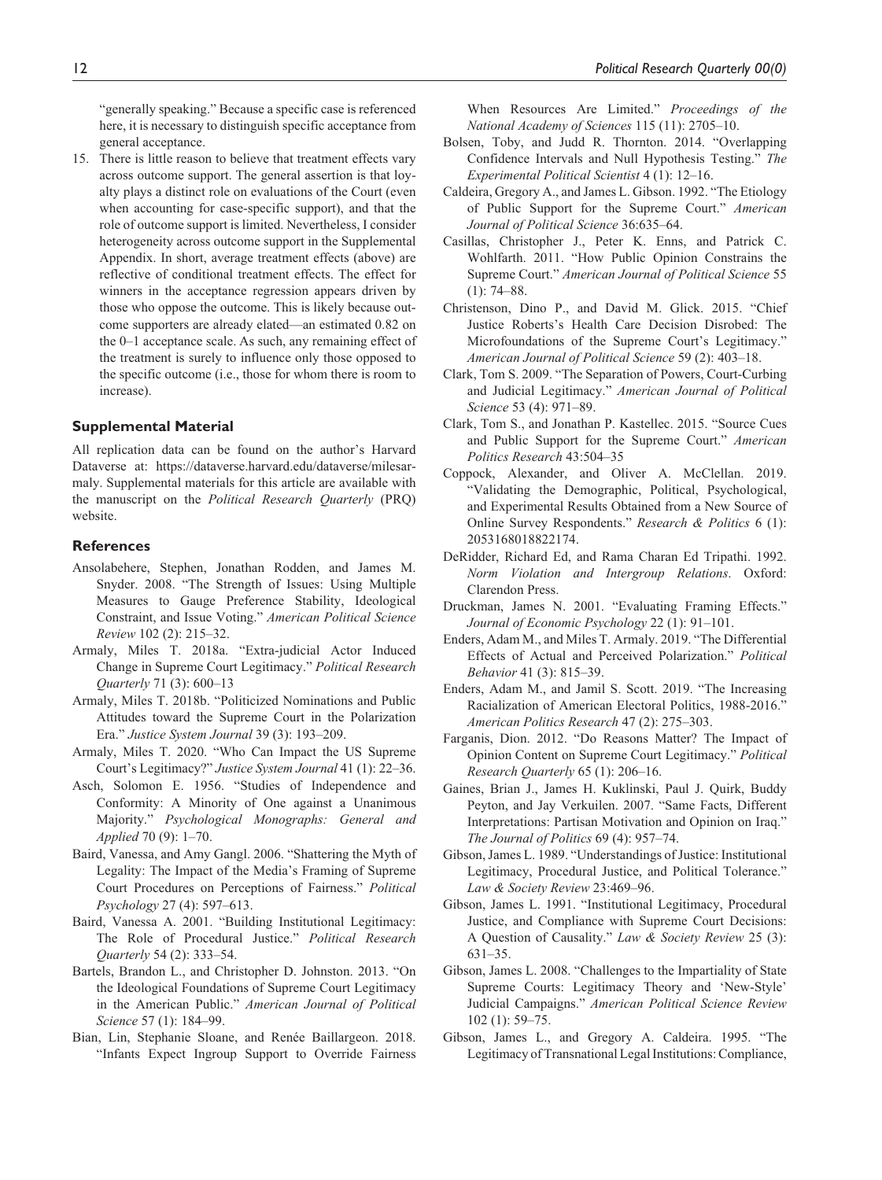"generally speaking." Because a specific case is referenced here, it is necessary to distinguish specific acceptance from general acceptance.

15. There is little reason to believe that treatment effects vary across outcome support. The general assertion is that loyalty plays a distinct role on evaluations of the Court (even when accounting for case-specific support), and that the role of outcome support is limited. Nevertheless, I consider heterogeneity across outcome support in the Supplemental Appendix. In short, average treatment effects (above) are reflective of conditional treatment effects. The effect for winners in the acceptance regression appears driven by those who oppose the outcome. This is likely because outcome supporters are already elated—an estimated 0.82 on the 0–1 acceptance scale. As such, any remaining effect of the treatment is surely to influence only those opposed to the specific outcome (i.e., those for whom there is room to increase).

### Supplemental Material

All replication data can be found on the author's Harvard Dataverse at: https://dataverse.harvard.edu/dataverse/milesarmaly. Supplemental materials for this article are available with the manuscript on the *Political Research Quarterly* (PRQ) website.

### References

- Ansolabehere, Stephen, Jonathan Rodden, and James M. Snyder. 2008. "The Strength of Issues: Using Multiple Measures to Gauge Preference Stability, Ideological Constraint, and Issue Voting." *American Political Science Review* 102 (2): 215–32.
- Armaly, Miles T. 2018a. "Extra-judicial Actor Induced Change in Supreme Court Legitimacy." *Political Research Quarterly* 71 (3): 600–13
- Armaly, Miles T. 2018b. "Politicized Nominations and Public Attitudes toward the Supreme Court in the Polarization Era." *Justice System Journal* 39 (3): 193–209.
- Armaly, Miles T. 2020. "Who Can Impact the US Supreme Court's Legitimacy?" *Justice System Journal* 41 (1): 22–36.
- Asch, Solomon E. 1956. "Studies of Independence and Conformity: A Minority of One against a Unanimous Majority." *Psychological Monographs: General and Applied* 70 (9): 1–70.
- Baird, Vanessa, and Amy Gangl. 2006. "Shattering the Myth of Legality: The Impact of the Media's Framing of Supreme Court Procedures on Perceptions of Fairness." *Political Psychology* 27 (4): 597–613.
- Baird, Vanessa A. 2001. "Building Institutional Legitimacy: The Role of Procedural Justice." *Political Research Quarterly* 54 (2): 333–54.
- Bartels, Brandon L., and Christopher D. Johnston. 2013. "On the Ideological Foundations of Supreme Court Legitimacy in the American Public." *American Journal of Political Science* 57 (1): 184–99.
- Bian, Lin, Stephanie Sloane, and Renée Baillargeon. 2018. "Infants Expect Ingroup Support to Override Fairness When Resources Are Limited." *Proceedings of the National Academy of Sciences* 115 (11): 2705–10.
- Bolsen, Toby, and Judd R. Thornton. 2014. "Overlapping Confidence Intervals and Null Hypothesis Testing." *The Experimental Political Scientist* 4 (1): 12–16.
- Caldeira, Gregory A., and James L. Gibson. 1992. "The Etiology of Public Support for the Supreme Court." *American Journal of Political Science* 36:635–64.
- Casillas, Christopher J., Peter K. Enns, and Patrick C. Wohlfarth. 2011. "How Public Opinion Constrains the Supreme Court." *American Journal of Political Science* 55 (1): 74–88.
- Christenson, Dino P., and David M. Glick. 2015. "Chief Justice Roberts's Health Care Decision Disrobed: The Microfoundations of the Supreme Court's Legitimacy." *American Journal of Political Science* 59 (2): 403–18.
- Clark, Tom S. 2009. "The Separation of Powers, Court-Curbing and Judicial Legitimacy." *American Journal of Political Science* 53 (4): 971–89.
- Clark, Tom S., and Jonathan P. Kastellec. 2015. "Source Cues and Public Support for the Supreme Court." *American Politics Research* 43:504–35
- Coppock, Alexander, and Oliver A. McClellan. 2019. "Validating the Demographic, Political, Psychological, and Experimental Results Obtained from a New Source of Online Survey Respondents." *Research & Politics* 6 (1): 2053168018822174.
- DeRidder, Richard Ed, and Rama Charan Ed Tripathi. 1992. *Norm Violation and Intergroup Relations*. Oxford: Clarendon Press.
- Druckman, James N. 2001. "Evaluating Framing Effects." *Journal of Economic Psychology* 22 (1): 91–101.
- Enders, Adam M., and Miles T. Armaly. 2019. "The Differential Effects of Actual and Perceived Polarization." *Political Behavior* 41 (3): 815–39.
- Enders, Adam M., and Jamil S. Scott. 2019. "The Increasing Racialization of American Electoral Politics, 1988-2016." *American Politics Research* 47 (2): 275–303.
- Farganis, Dion. 2012. "Do Reasons Matter? The Impact of Opinion Content on Supreme Court Legitimacy." *Political Research Quarterly* 65 (1): 206–16.
- Gaines, Brian J., James H. Kuklinski, Paul J. Quirk, Buddy Peyton, and Jay Verkuilen. 2007. "Same Facts, Different Interpretations: Partisan Motivation and Opinion on Iraq." *The Journal of Politics* 69 (4): 957–74.
- Gibson, James L. 1989. "Understandings of Justice: Institutional Legitimacy, Procedural Justice, and Political Tolerance." *Law & Society Review* 23:469–96.
- Gibson, James L. 1991. "Institutional Legitimacy, Procedural Justice, and Compliance with Supreme Court Decisions: A Question of Causality." *Law & Society Review* 25 (3): 631–35.
- Gibson, James L. 2008. "Challenges to the Impartiality of State Supreme Courts: Legitimacy Theory and 'New-Style' Judicial Campaigns." *American Political Science Review* 102 (1): 59–75.
- Gibson, James L., and Gregory A. Caldeira. 1995. "The Legitimacy of Transnational Legal Institutions: Compliance,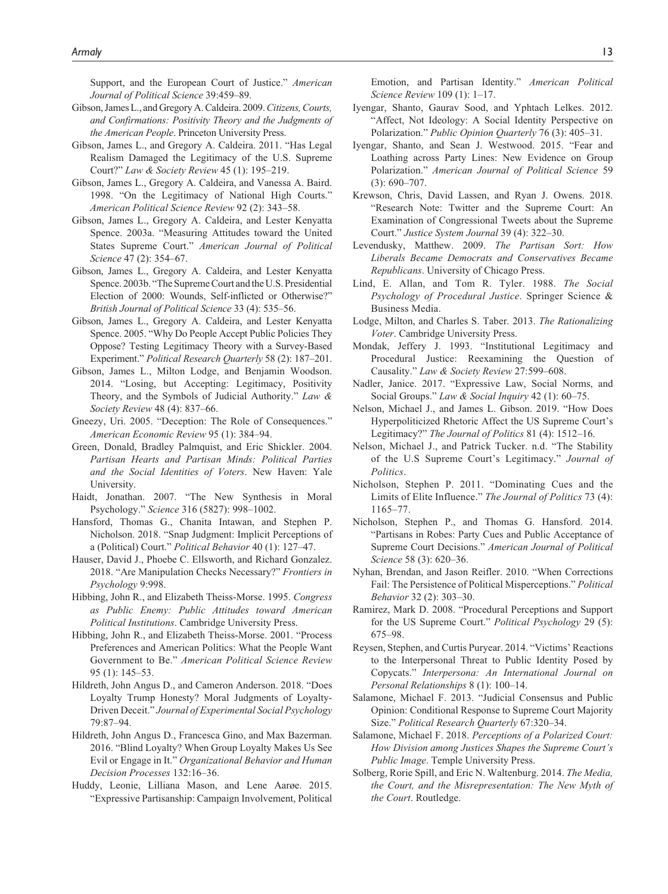Support, and the European Court of Justice." *American Journal of Political Science* 39:459–89.

Gibson, James L., and Gregory A. Caldeira. 2009. *Citizens, Courts, and Confirmations: Positivity Theory and the Judgments of the American People*. Princeton University Press.

Gibson, James L., and Gregory A. Caldeira. 2011. "Has Legal Realism Damaged the Legitimacy of the U.S. Supreme Court?" *Law & Society Review* 45 (1): 195–219.

Gibson, James L., Gregory A. Caldeira, and Vanessa A. Baird. 1998. "On the Legitimacy of National High Courts." *American Political Science Review* 92 (2): 343–58.

Gibson, James L., Gregory A. Caldeira, and Lester Kenyatta Spence. 2003a. "Measuring Attitudes toward the United States Supreme Court." *American Journal of Political Science* 47 (2): 354–67.

Gibson, James L., Gregory A. Caldeira, and Lester Kenyatta Spence. 2003b. "The Supreme Court and the U.S. Presidential Election of 2000: Wounds, Self-inflicted or Otherwise?" *British Journal of Political Science* 33 (4): 535–56.

Gibson, James L., Gregory A. Caldeira, and Lester Kenyatta Spence. 2005. "Why Do People Accept Public Policies They Oppose? Testing Legitimacy Theory with a Survey-Based Experiment." *Political Research Quarterly* 58 (2): 187–201.

Gibson, James L., Milton Lodge, and Benjamin Woodson. 2014. "Losing, but Accepting: Legitimacy, Positivity Theory, and the Symbols of Judicial Authority." *Law & Society Review* 48 (4): 837–66.

Gneezy, Uri. 2005. "Deception: The Role of Consequences." *American Economic Review* 95 (1): 384–94.

Green, Donald, Bradley Palmquist, and Eric Shickler. 2004. *Partisan Hearts and Partisan Minds: Political Parties and the Social Identities of Voters*. New Haven: Yale University.

Haidt, Jonathan. 2007. "The New Synthesis in Moral Psychology." *Science* 316 (5827): 998–1002.

Hansford, Thomas G., Chanita Intawan, and Stephen P. Nicholson. 2018. "Snap Judgment: Implicit Perceptions of a (Political) Court." *Political Behavior* 40 (1): 127–47.

Hauser, David J., Phoebe C. Ellsworth, and Richard Gonzalez. 2018. "Are Manipulation Checks Necessary?" *Frontiers in Psychology* 9:998.

Hibbing, John R., and Elizabeth Theiss-Morse. 1995. *Congress as Public Enemy: Public Attitudes toward American Political Institutions*. Cambridge University Press.

Hibbing, John R., and Elizabeth Theiss-Morse. 2001. "Process Preferences and American Politics: What the People Want Government to Be." *American Political Science Review* 95 (1): 145–53.

Hildreth, John Angus D., and Cameron Anderson. 2018. "Does Loyalty Trump Honesty? Moral Judgments of Loyalty-Driven Deceit." *Journal of Experimental Social Psychology* 79:87–94.

Hildreth, John Angus D., Francesca Gino, and Max Bazerman. 2016. "Blind Loyalty? When Group Loyalty Makes Us See Evil or Engage in It." *Organizational Behavior and Human Decision Processes* 132:16–36.

Huddy, Leonie, Lilliana Mason, and Lene Aarøe. 2015. "Expressive Partisanship: Campaign Involvement, Political Emotion, and Partisan Identity." *American Political Science Review* 109 (1): 1–17.

Iyengar, Shanto, Gaurav Sood, and Yphtach Lelkes. 2012. "Affect, Not Ideology: A Social Identity Perspective on Polarization." *Public Opinion Quarterly* 76 (3): 405–31.

Iyengar, Shanto, and Sean J. Westwood. 2015. "Fear and Loathing across Party Lines: New Evidence on Group Polarization." *American Journal of Political Science* 59 (3): 690–707.

Krewson, Chris, David Lassen, and Ryan J. Owens. 2018. "Research Note: Twitter and the Supreme Court: An Examination of Congressional Tweets about the Supreme Court." *Justice System Journal* 39 (4): 322–30.

Levendusky, Matthew. 2009. *The Partisan Sort: How Liberals Became Democrats and Conservatives Became Republicans*. University of Chicago Press.

Lind, E. Allan, and Tom R. Tyler. 1988. *The Social Psychology of Procedural Justice*. Springer Science & Business Media.

Lodge, Milton, and Charles S. Taber. 2013. *The Rationalizing Voter*. Cambridge University Press.

Mondak, Jeffery J. 1993. "Institutional Legitimacy and Procedural Justice: Reexamining the Question of Causality." *Law & Society Review* 27:599–608.

Nadler, Janice. 2017. "Expressive Law, Social Norms, and Social Groups." *Law & Social Inquiry* 42 (1): 60–75.

Nelson, Michael J., and James L. Gibson. 2019. "How Does Hyperpoliticized Rhetoric Affect the US Supreme Court's Legitimacy?" *The Journal of Politics* 81 (4): 1512–16.

Nelson, Michael J., and Patrick Tucker. n.d. "The Stability of the U.S Supreme Court's Legitimacy." *Journal of Politics*.

Nicholson, Stephen P. 2011. "Dominating Cues and the Limits of Elite Influence." *The Journal of Politics* 73 (4): 1165–77.

Nicholson, Stephen P., and Thomas G. Hansford. 2014. "Partisans in Robes: Party Cues and Public Acceptance of Supreme Court Decisions." *American Journal of Political Science* 58 (3): 620–36.

Nyhan, Brendan, and Jason Reifler. 2010. "When Corrections Fail: The Persistence of Political Misperceptions." *Political Behavior* 32 (2): 303–30.

Ramirez, Mark D. 2008. "Procedural Perceptions and Support for the US Supreme Court." *Political Psychology* 29 (5): 675–98.

Reysen, Stephen, and Curtis Puryear. 2014. "Victims' Reactions to the Interpersonal Threat to Public Identity Posed by Copycats." *Interpersona: An International Journal on Personal Relationships* 8 (1): 100–14.

Salamone, Michael F. 2013. "Judicial Consensus and Public Opinion: Conditional Response to Supreme Court Majority Size." *Political Research Quarterly* 67:320–34.

Salamone, Michael F. 2018. *Perceptions of a Polarized Court: How Division among Justices Shapes the Supreme Court's Public Image*. Temple University Press.

Solberg, Rorie Spill, and Eric N. Waltenburg. 2014. *The Media, the Court, and the Misrepresentation: The New Myth of the Court*. Routledge.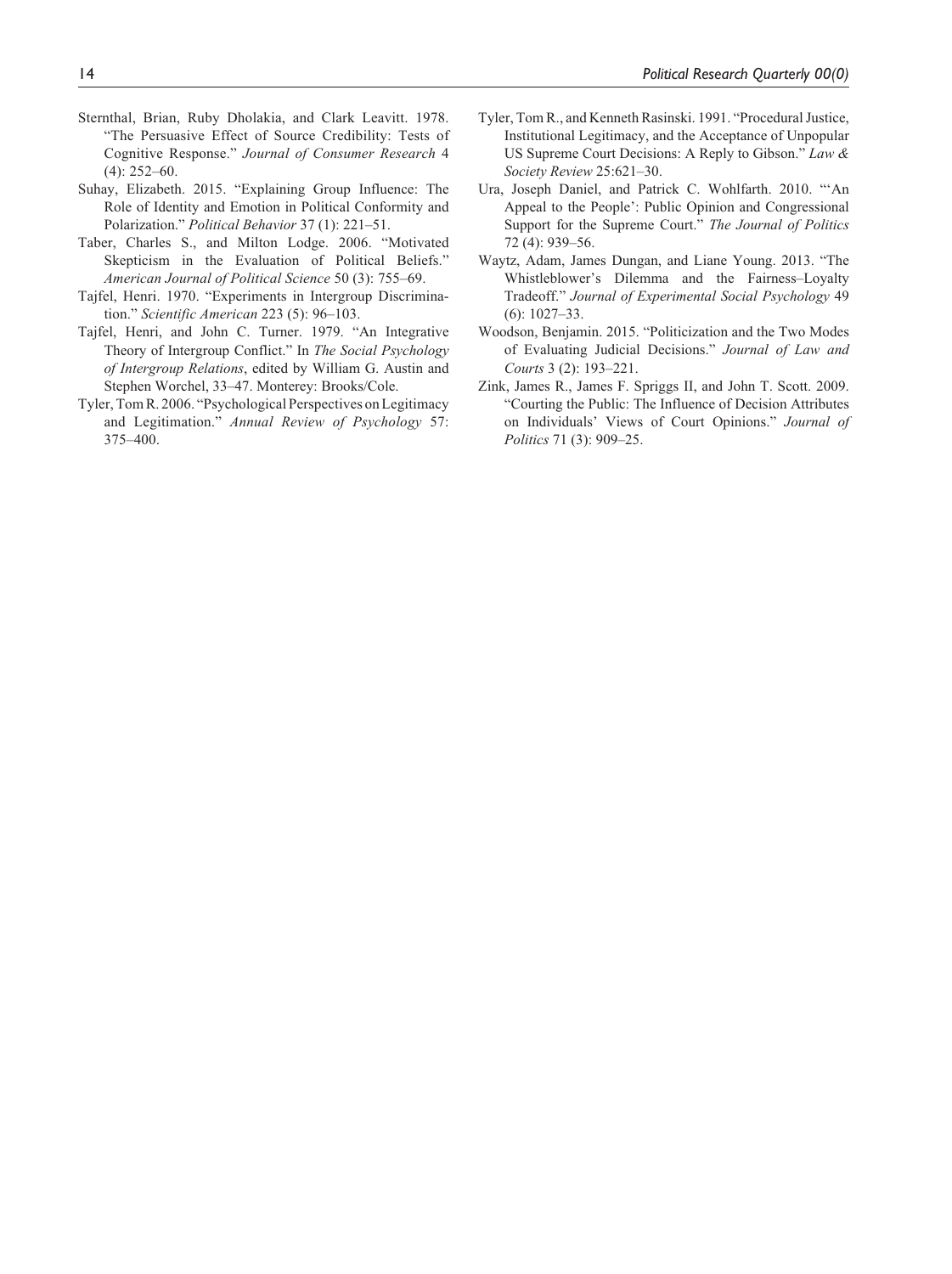Sternthal, Brian, Ruby Dholakia, and Clark Leavitt. 1978. "The Persuasive Effect of Source Credibility: Tests of Cognitive Response." *Journal of Consumer Research* 4 (4): 252–60.

Suhay, Elizabeth. 2015. "Explaining Group Influence: The Role of Identity and Emotion in Political Conformity and Polarization." *Political Behavior* 37 (1): 221–51.

Taber, Charles S., and Milton Lodge. 2006. "Motivated Skepticism in the Evaluation of Political Beliefs." *American Journal of Political Science* 50 (3): 755–69.

Tajfel, Henri. 1970. "Experiments in Intergroup Discrimination." *Scientific American* 223 (5): 96–103.

Tajfel, Henri, and John C. Turner. 1979. "An Integrative Theory of Intergroup Conflict." In *The Social Psychology of Intergroup Relations*, edited by William G. Austin and Stephen Worchel, 33–47. Monterey: Brooks/Cole.

Tyler, Tom R. 2006. "Psychological Perspectives on Legitimacy and Legitimation." *Annual Review of Psychology* 57: 375–400.

Tyler, Tom R., and Kenneth Rasinski. 1991. "Procedural Justice, Institutional Legitimacy, and the Acceptance of Unpopular US Supreme Court Decisions: A Reply to Gibson." *Law & Society Review* 25:621–30.

Ura, Joseph Daniel, and Patrick C. Wohlfarth. 2010. "'An Appeal to the People': Public Opinion and Congressional Support for the Supreme Court." *The Journal of Politics* 72 (4): 939–56.

Waytz, Adam, James Dungan, and Liane Young. 2013. "The Whistleblower's Dilemma and the Fairness–Loyalty Tradeoff." *Journal of Experimental Social Psychology* 49 (6): 1027–33.

Woodson, Benjamin. 2015. "Politicization and the Two Modes of Evaluating Judicial Decisions." *Journal of Law and Courts* 3 (2): 193–221.

Zink, James R., James F. Spriggs II, and John T. Scott. 2009. "Courting the Public: The Influence of Decision Attributes on Individuals' Views of Court Opinions." *Journal of Politics* 71 (3): 909–25.